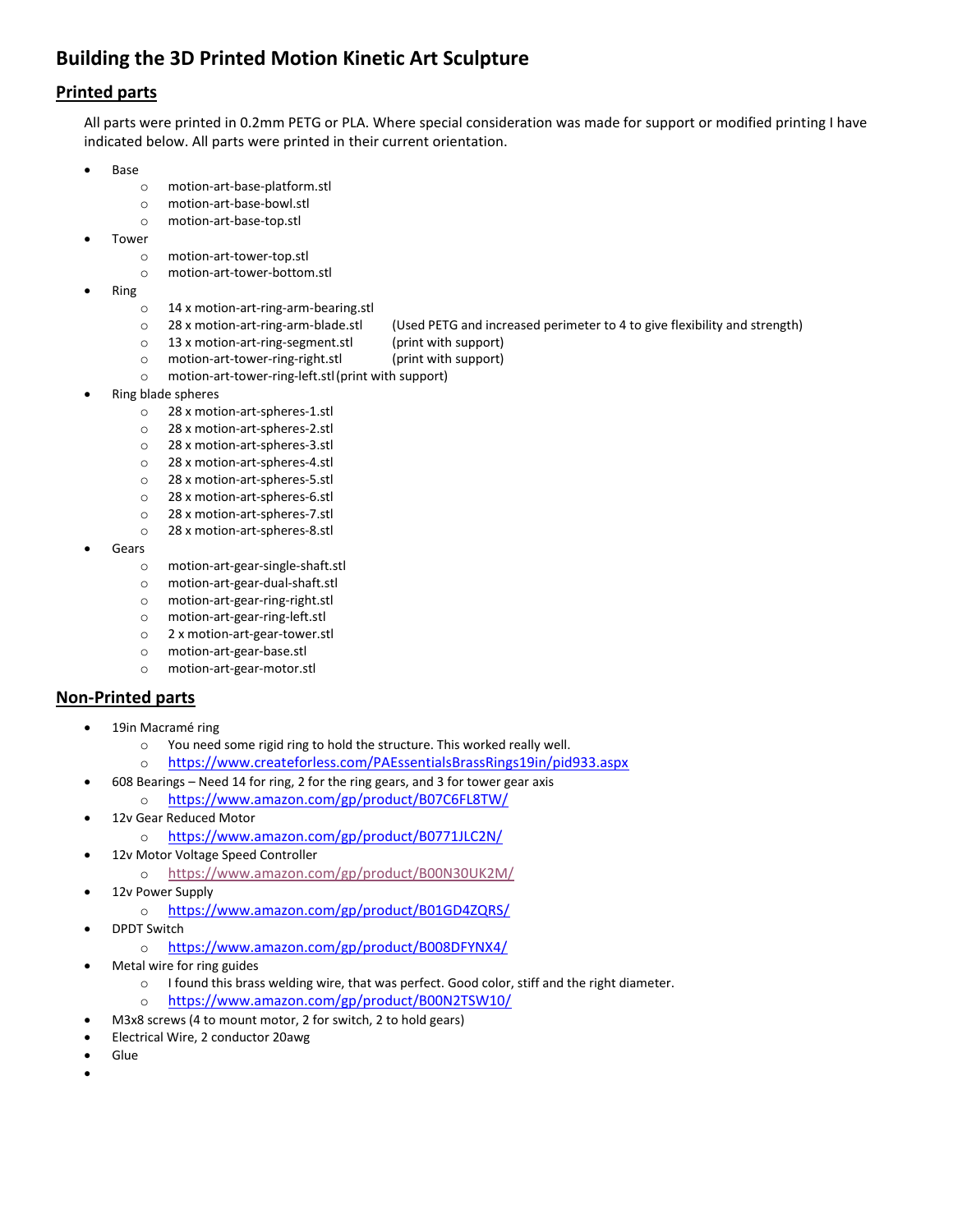# Building the 3D Printed Motion Kinetic Art Sculpture

## Printed parts

All parts were printed in 0.2mm PETG or PLA. Where special consideration was made for support or modified printing I have indicated below. All parts were printed in their current orientation.

- Base
  - motion-art-base-platform.stl
  - motion-art-base-bowl.stl
  - motion-art-base-top.stl
- Tower
  - motion-art-tower-top.stl
  - motion-art-tower-bottom.stl
- Ring
  - 14 x motion-art-ring-arm-bearing.stl
  - 28 x motion-art-ring-arm-blade.stl (Used PETG and increased perimeter to 4 to give flexibility and strength)
  - 13 x motion-art-ring-segment.stl (print with support)
  - motion-art-tower-ring-right.stl (print with support)
  - motion-art-tower-ring-left.stl (print with support)
- Ring blade spheres
  - 28 x motion-art-spheres-1.stl
  - 28 x motion-art-spheres-2.stl
  - 28 x motion-art-spheres-3.stl
  - 28 x motion-art-spheres-4.stl
  - 28 x motion-art-spheres-5.stl
  - 28 x motion-art-spheres-6.stl
  - 28 x motion-art-spheres-7.stl
  - 28 x motion-art-spheres-8.stl
- Gears
  - motion-art-gear-single-shaft.stl
  - motion-art-gear-dual-shaft.stl
  - motion-art-gear-ring-right.stl
  - motion-art-gear-ring-left.stl
  - 2 x motion-art-gear-tower.stl
  - motion-art-gear-base.stl
  - motion-art-gear-motor.stl

## Non-Printed parts

- 19in Macramé ring
  - You need some rigid ring to hold the structure. This worked really well.
  - https://www.createforless.com/PAEssentialsBrassRings19in/pid933.aspx
- 608 Bearings – Need 14 for ring, 2 for the ring gears, and 3 for tower gear axis
  - https://www.amazon.com/gp/product/B07C6FL8TW/
- 12v Gear Reduced Motor
  - https://www.amazon.com/gp/product/B0771JLC2N/
- 12v Motor Voltage Speed Controller
  - https://www.amazon.com/gp/product/B00N30UK2M/
- 12v Power Supply
  - https://www.amazon.com/gp/product/B01GD4ZQRS/
- DPDT Switch
  - https://www.amazon.com/gp/product/B008DFYNX4/
- Metal wire for ring guides
  - I found this brass welding wire, that was perfect. Good color, stiff and the right diameter.
  - https://www.amazon.com/gp/product/B00N2TSW10/
- M3x8 screws (4 to mount motor, 2 for switch, 2 to hold gears)
- Electrical Wire, 2 conductor 20awg
- Glue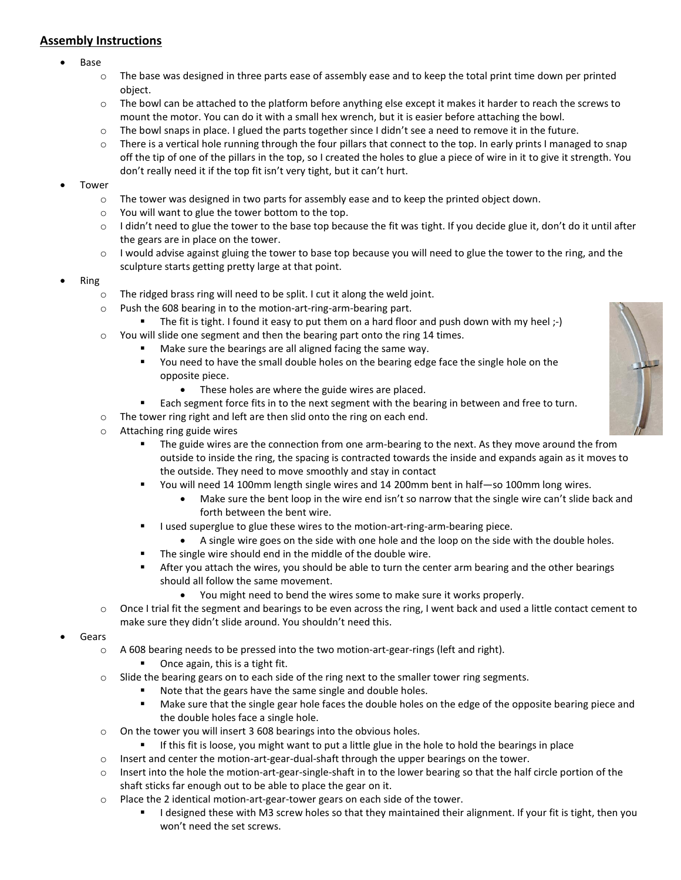## **Assembly Instructions**

- Base
  - The base was designed in three parts ease of assembly ease and to keep the total print time down per printed object.
  - The bowl can be attached to the platform before anything else except it makes it harder to reach the screws to mount the motor. You can do it with a small hex wrench, but it is easier before attaching the bowl.
  - The bowl snaps in place. I glued the parts together since I didn't see a need to remove it in the future.
  - There is a vertical hole running through the four pillars that connect to the top. In early prints I managed to snap off the tip of one of the pillars in the top, so I created the holes to glue a piece of wire in it to give it strength. You don't really need it if the top fit isn't very tight, but it can't hurt.
- Tower
  - The tower was designed in two parts for assembly ease and to keep the printed object down.
  - You will want to glue the tower bottom to the top.
  - I didn't need to glue the tower to the base top because the fit was tight. If you decide glue it, don't do it until after the gears are in place on the tower.
  - I would advise against gluing the tower to base top because you will need to glue the tower to the ring, and the sculpture starts getting pretty large at that point.
- Ring
  - The ridged brass ring will need to be split. I cut it along the weld joint.
  - Push the 608 bearing in to the motion-art-ring-arm-bearing part.
    - The fit is tight. I found it easy to put them on a hard floor and push down with my heel ;-)
  - You will slide one segment and then the bearing part onto the ring 14 times.
    - Make sure the bearings are all aligned facing the same way.
    - You need to have the small double holes on the bearing edge face the single hole on the opposite piece.
      - These holes are where the guide wires are placed.
    - Each segment force fits in to the next segment with the bearing in between and free to turn.
  - The tower ring right and left are then slid onto the ring on each end.
  - Attaching ring guide wires
    - The guide wires are the connection from one arm-bearing to the next. As they move around the from outside to inside the ring, the spacing is contracted towards the inside and expands again as it moves to the outside. They need to move smoothly and stay in contact
    - You will need 14 100mm length single wires and 14 200mm bent in half—so 100mm long wires.
      - Make sure the bent loop in the wire end isn't so narrow that the single wire can't slide back and forth between the bent wire.
    - I used superglue to glue these wires to the motion-art-ring-arm-bearing piece.
      - A single wire goes on the side with one hole and the loop on the side with the double holes.
    - The single wire should end in the middle of the double wire.
    - After you attach the wires, you should be able to turn the center arm bearing and the other bearings should all follow the same movement.
      - You might need to bend the wires some to make sure it works properly.
  - Once I trial fit the segment and bearings to be even across the ring, I went back and used a little contact cement to make sure they didn't slide around. You shouldn't need this.
- Gears
  - A 608 bearing needs to be pressed into the two motion-art-gear-rings (left and right).
    - Once again, this is a tight fit.
  - Slide the bearing gears on to each side of the ring next to the smaller tower ring segments.
    - Note that the gears have the same single and double holes.
    - Make sure that the single gear hole faces the double holes on the edge of the opposite bearing piece and the double holes face a single hole.
  - On the tower you will insert 3 608 bearings into the obvious holes.
    - If this fit is loose, you might want to put a little glue in the hole to hold the bearings in place
  - Insert and center the motion-art-gear-dual-shaft through the upper bearings on the tower.
  - Insert into the hole the motion-art-gear-single-shaft in to the lower bearing so that the half circle portion of the shaft sticks far enough out to be able to place the gear on it.
  - Place the 2 identical motion-art-gear-tower gears on each side of the tower.
    - I designed these with M3 screw holes so that they maintained their alignment. If your fit is tight, then you won't need the set screws.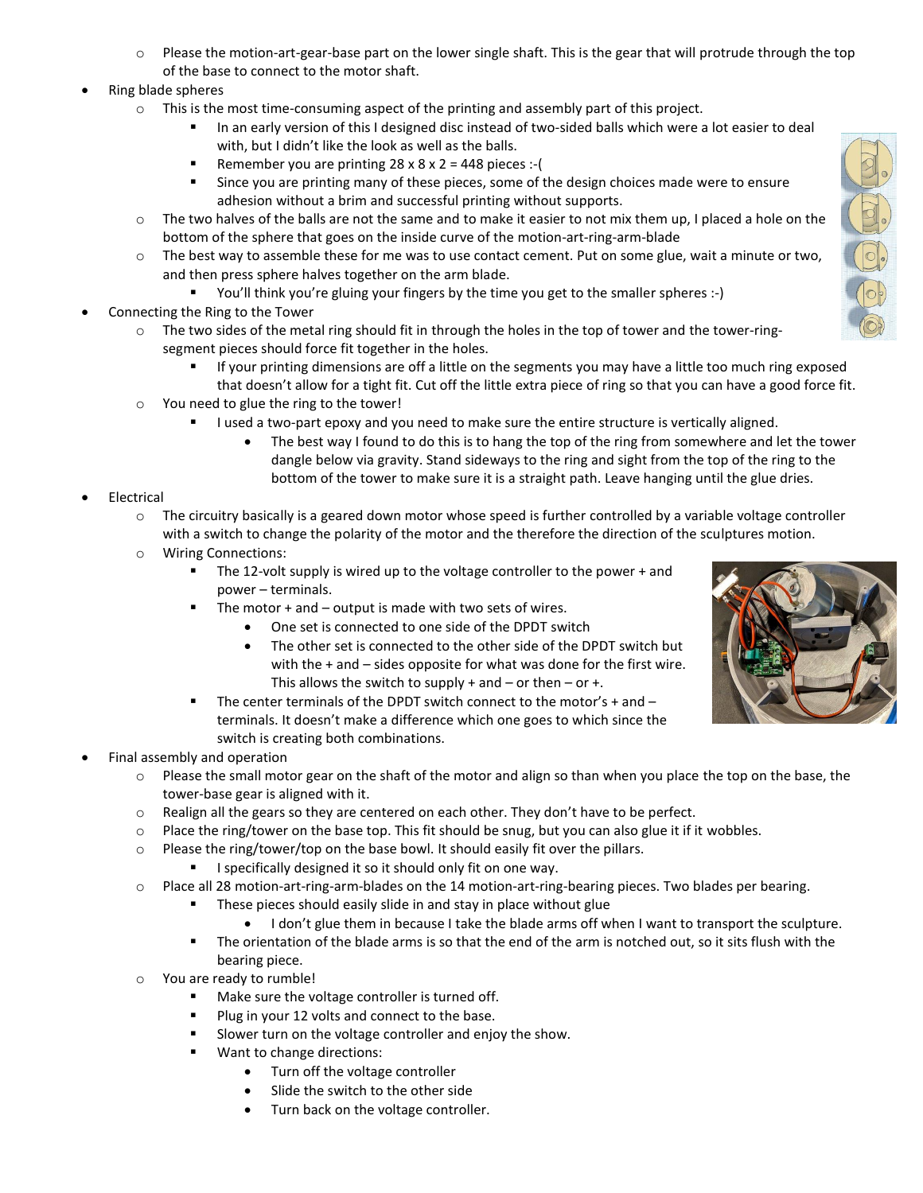- Please the motion-art-gear-base part on the lower single shaft. This is the gear that will protrude through the top of the base to connect to the motor shaft.
- Ring blade spheres
  - This is the most time-consuming aspect of the printing and assembly part of this project.
    - In an early version of this I designed disc instead of two-sided balls which were a lot easier to deal with, but I didn't like the look as well as the balls.
    - Remember you are printing 28 x 8 x 2 = 448 pieces :-(
    - Since you are printing many of these pieces, some of the design choices made were to ensure adhesion without a brim and successful printing without supports.
  - The two halves of the balls are not the same and to make it easier to not mix them up, I placed a hole on the bottom of the sphere that goes on the inside curve of the motion-art-ring-arm-blade
  - The best way to assemble these for me was to use contact cement. Put on some glue, wait a minute or two, and then press sphere halves together on the arm blade.
    - You'll think you're gluing your fingers by the time you get to the smaller spheres :-)
- Connecting the Ring to the Tower
  - The two sides of the metal ring should fit in through the holes in the top of tower and the tower-ring-segment pieces should force fit together in the holes.
    - If your printing dimensions are off a little on the segments you may have a little too much ring exposed that doesn't allow for a tight fit. Cut off the little extra piece of ring so that you can have a good force fit.
  - You need to glue the ring to the tower!
    - I used a two-part epoxy and you need to make sure the entire structure is vertically aligned.
      - The best way I found to do this is to hang the top of the ring from somewhere and let the tower dangle below via gravity. Stand sideways to the ring and sight from the top of the ring to the bottom of the tower to make sure it is a straight path. Leave hanging until the glue dries.
- Electrical
  - The circuitry basically is a geared down motor whose speed is further controlled by a variable voltage controller with a switch to change the polarity of the motor and the therefore the direction of the sculptures motion.
  - Wiring Connections:
    - The 12-volt supply is wired up to the voltage controller to the power + and power – terminals.
    - The motor + and – output is made with two sets of wires.
      - One set is connected to one side of the DPDT switch
      - The other set is connected to the other side of the DPDT switch but with the + and – sides opposite for what was done for the first wire. This allows the switch to supply + and – or then – or +.
    - The center terminals of the DPDT switch connect to the motor's + and – terminals. It doesn't make a difference which one goes to which since the switch is creating both combinations.
- Final assembly and operation
  - Please the small motor gear on the shaft of the motor and align so than when you place the top on the base, the tower-base gear is aligned with it.
  - Realign all the gears so they are centered on each other. They don't have to be perfect.
  - Place the ring/tower on the base top. This fit should be snug, but you can also glue it if it wobbles.
  - Please the ring/tower/top on the base bowl. It should easily fit over the pillars.
    - I specifically designed it so it should only fit on one way.
  - Place all 28 motion-art-ring-arm-blades on the 14 motion-art-ring-bearing pieces. Two blades per bearing.
    - These pieces should easily slide in and stay in place without glue
      - I don't glue them in because I take the blade arms off when I want to transport the sculpture.
    - The orientation of the blade arms is so that the end of the arm is notched out, so it sits flush with the bearing piece.
  - You are ready to rumble!
    - Make sure the voltage controller is turned off.
    - Plug in your 12 volts and connect to the base.
    - Slower turn on the voltage controller and enjoy the show.
    - Want to change directions:
      - Turn off the voltage controller
      - Slide the switch to the other side
      - Turn back on the voltage controller.